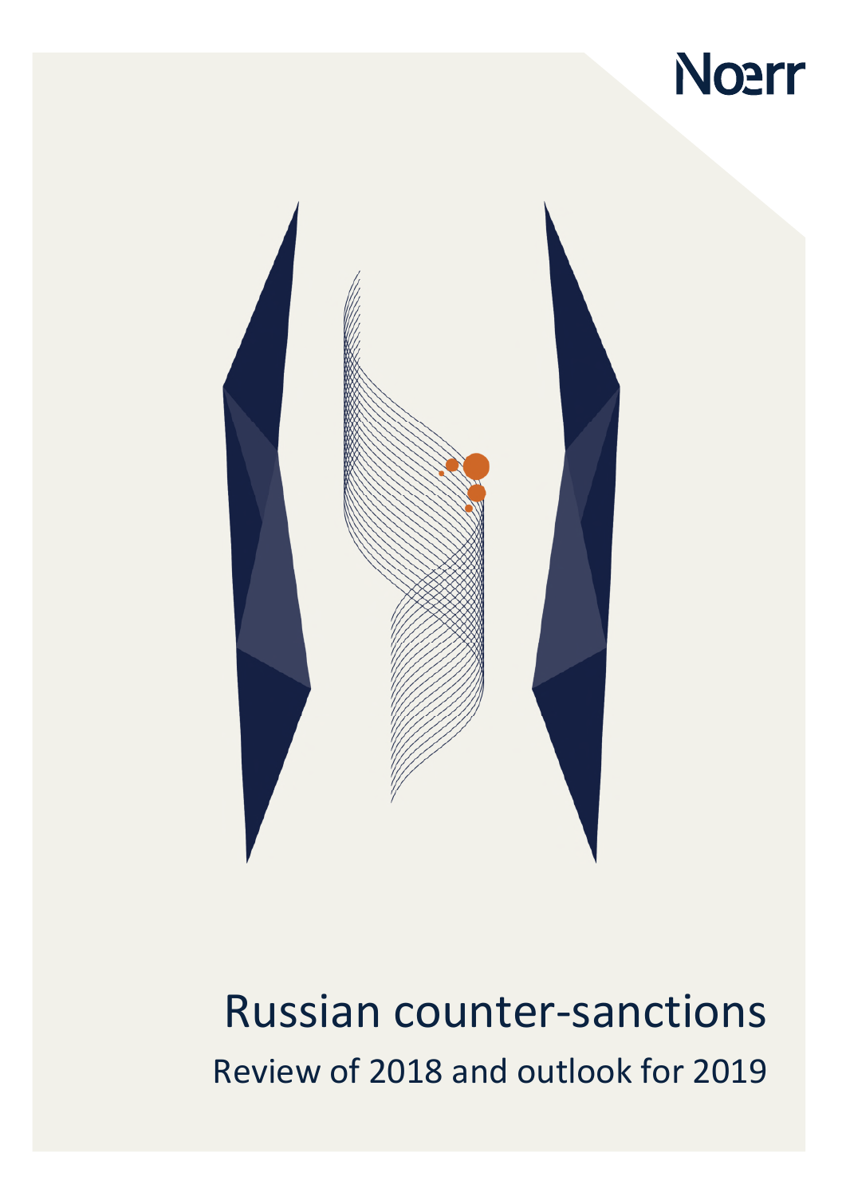Noerr

# Russian counter-sanctions

## Review of 2018 and outlook for 2019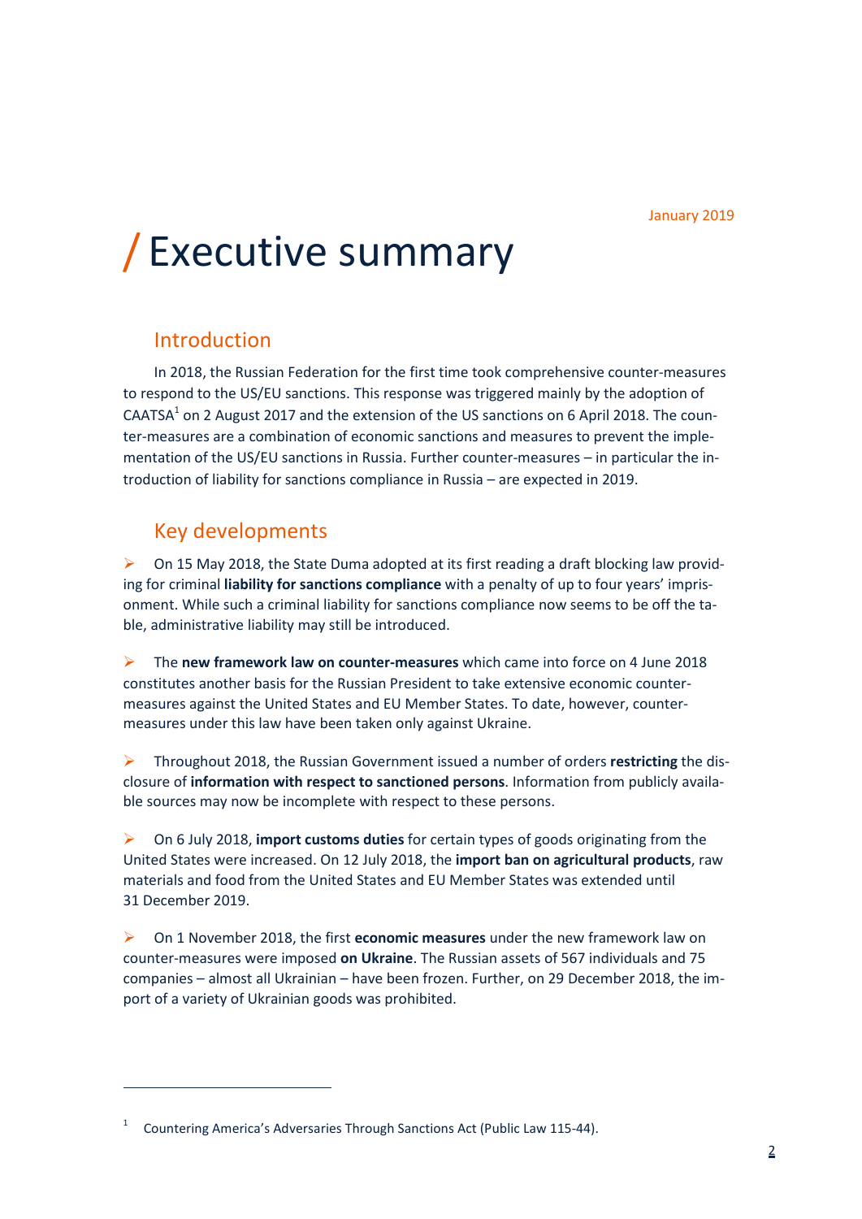January 2019

# / Executive summary

## Introduction

In 2018, the Russian Federation for the first time took comprehensive counter-measures to respond to the US/EU sanctions. This response was triggered mainly by the adoption of CAATSA[1] on 2 August 2017 and the extension of the US sanctions on 6 April 2018. The counter-measures are a combination of economic sanctions and measures to prevent the implementation of the US/EU sanctions in Russia. Further counter-measures – in particular the introduction of liability for sanctions compliance in Russia – are expected in 2019.

## Key developments

- On 15 May 2018, the State Duma adopted at its first reading a draft blocking law providing for criminal **liability for sanctions compliance** with a penalty of up to four years' imprisonment. While such a criminal liability for sanctions compliance now seems to be off the table, administrative liability may still be introduced.

- The **new framework law on counter-measures** which came into force on 4 June 2018 constitutes another basis for the Russian President to take extensive economic counter-measures against the United States and EU Member States. To date, however, counter-measures under this law have been taken only against Ukraine.

- Throughout 2018, the Russian Government issued a number of orders **restricting** the disclosure of **information with respect to sanctioned persons**. Information from publicly available sources may now be incomplete with respect to these persons.

- On 6 July 2018, **import customs duties** for certain types of goods originating from the United States were increased. On 12 July 2018, the **import ban on agricultural products**, raw materials and food from the United States and EU Member States was extended until 31 December 2019.

- On 1 November 2018, the first **economic measures** under the new framework law on counter-measures were imposed **on Ukraine**. The Russian assets of 567 individuals and 75 companies – almost all Ukrainian – have been frozen. Further, on 29 December 2018, the import of a variety of Ukrainian goods was prohibited.

---

[1] Countering America's Adversaries Through Sanctions Act (Public Law 115-44).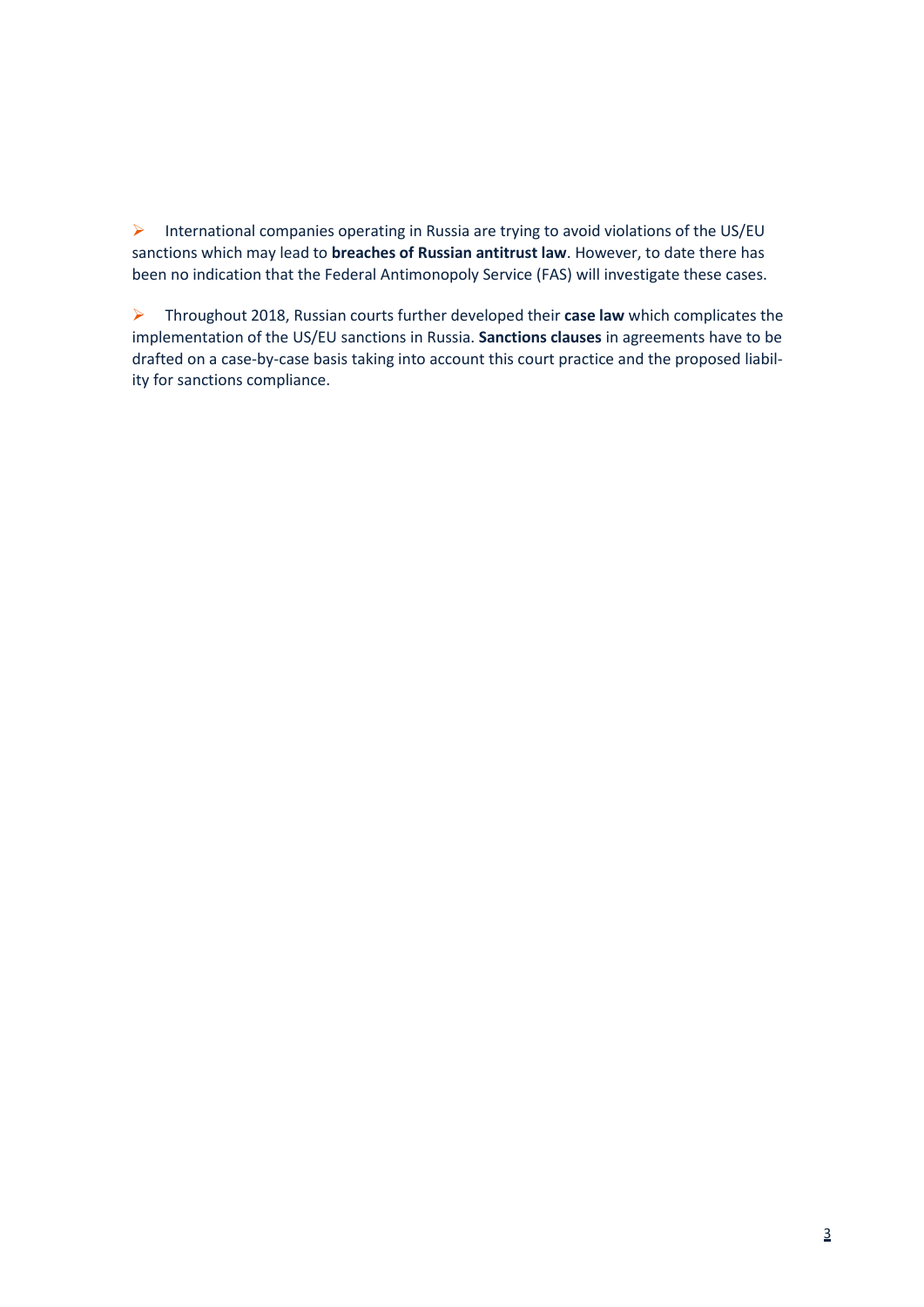- International companies operating in Russia are trying to avoid violations of the US/EU sanctions which may lead to **breaches of Russian antitrust law**. However, to date there has been no indication that the Federal Antimonopoly Service (FAS) will investigate these cases.

- Throughout 2018, Russian courts further developed their **case law** which complicates the implementation of the US/EU sanctions in Russia. **Sanctions clauses** in agreements have to be drafted on a case-by-case basis taking into account this court practice and the proposed liability for sanctions compliance.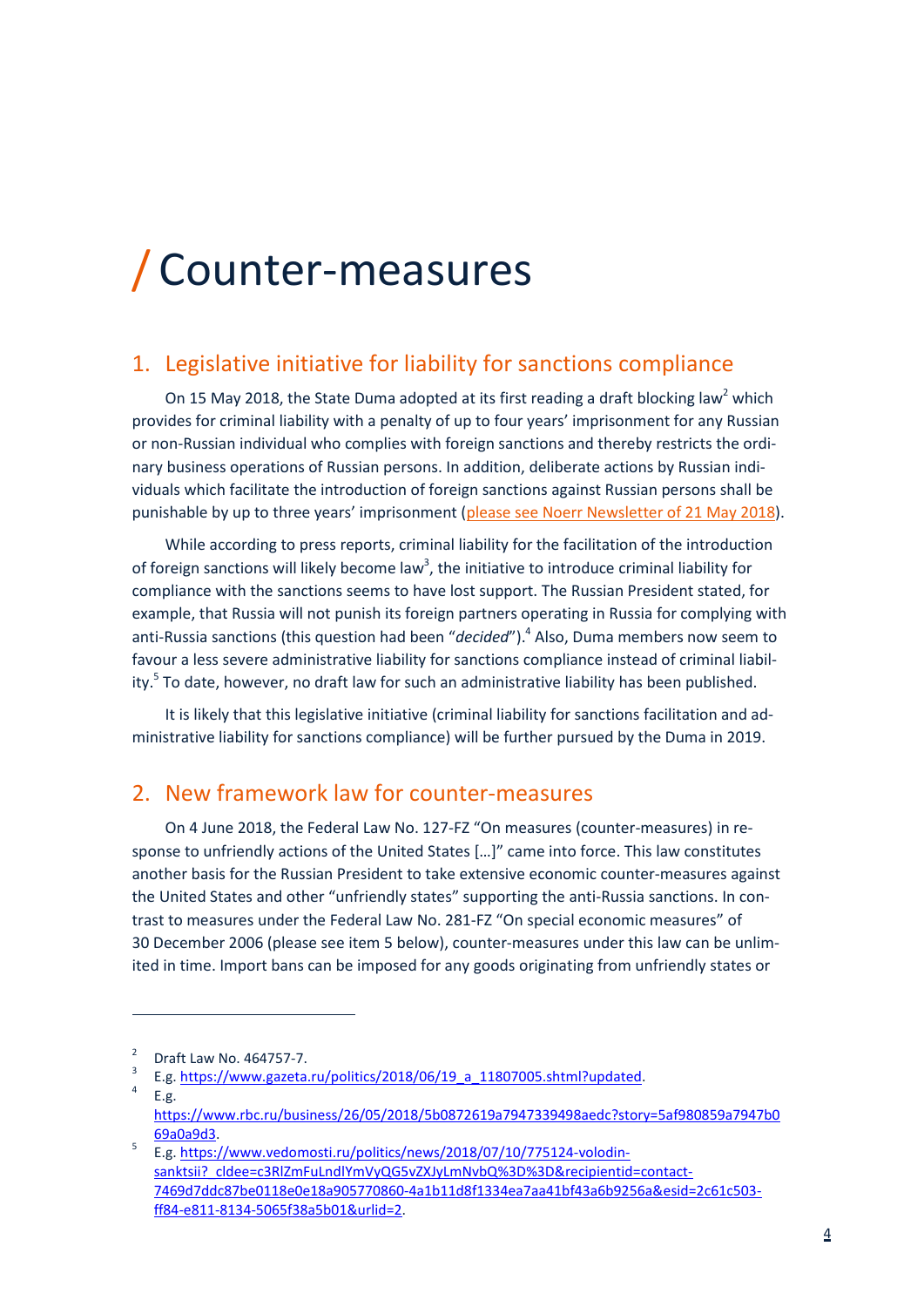# / Counter-measures

## 1. Legislative initiative for liability for sanctions compliance

On 15 May 2018, the State Duma adopted at its first reading a draft blocking law[2] which provides for criminal liability with a penalty of up to four years' imprisonment for any Russian or non-Russian individual who complies with foreign sanctions and thereby restricts the ordinary business operations of Russian persons. In addition, deliberate actions by Russian individuals which facilitate the introduction of foreign sanctions against Russian persons shall be punishable by up to three years' imprisonment (please see Noerr Newsletter of 21 May 2018).

While according to press reports, criminal liability for the facilitation of the introduction of foreign sanctions will likely become law[3], the initiative to introduce criminal liability for compliance with the sanctions seems to have lost support. The Russian President stated, for example, that Russia will not punish its foreign partners operating in Russia for complying with anti-Russia sanctions (this question had been "*decided*").[4] Also, Duma members now seem to favour a less severe administrative liability for sanctions compliance instead of criminal liability.[5] To date, however, no draft law for such an administrative liability has been published.

It is likely that this legislative initiative (criminal liability for sanctions facilitation and administrative liability for sanctions compliance) will be further pursued by the Duma in 2019.

## 2. New framework law for counter-measures

On 4 June 2018, the Federal Law No. 127-FZ "On measures (counter-measures) in response to unfriendly actions of the United States […]" came into force. This law constitutes another basis for the Russian President to take extensive economic counter-measures against the United States and other "unfriendly states" supporting the anti-Russia sanctions. In contrast to measures under the Federal Law No. 281-FZ "On special economic measures" of 30 December 2006 (please see item 5 below), counter-measures under this law can be unlimited in time. Import bans can be imposed for any goods originating from unfriendly states or

---

[2] Draft Law No. 464757-7.

[3] E.g. https://www.gazeta.ru/politics/2018/06/19_a_11807005.shtml?updated.

[4] E.g. https://www.rbc.ru/business/26/05/2018/5b0872619a7947339498aedc?story=5af980859a7947b069a0a9d3.

[5] E.g. https://www.vedomosti.ru/politics/news/2018/07/10/775124-volodin-sanktsii?_cldee=c3RlZmFuLndlYmVyQG5vZXJyLmNvbQ%3D%3D&recipientid=contact-7469d7ddc87be0118e0e18a905770860-4a1b11d8f1334ea7aa41bf43a6b9256a&esid=2c61c503-ff84-e811-8134-5065f38a5b01&urlid=2.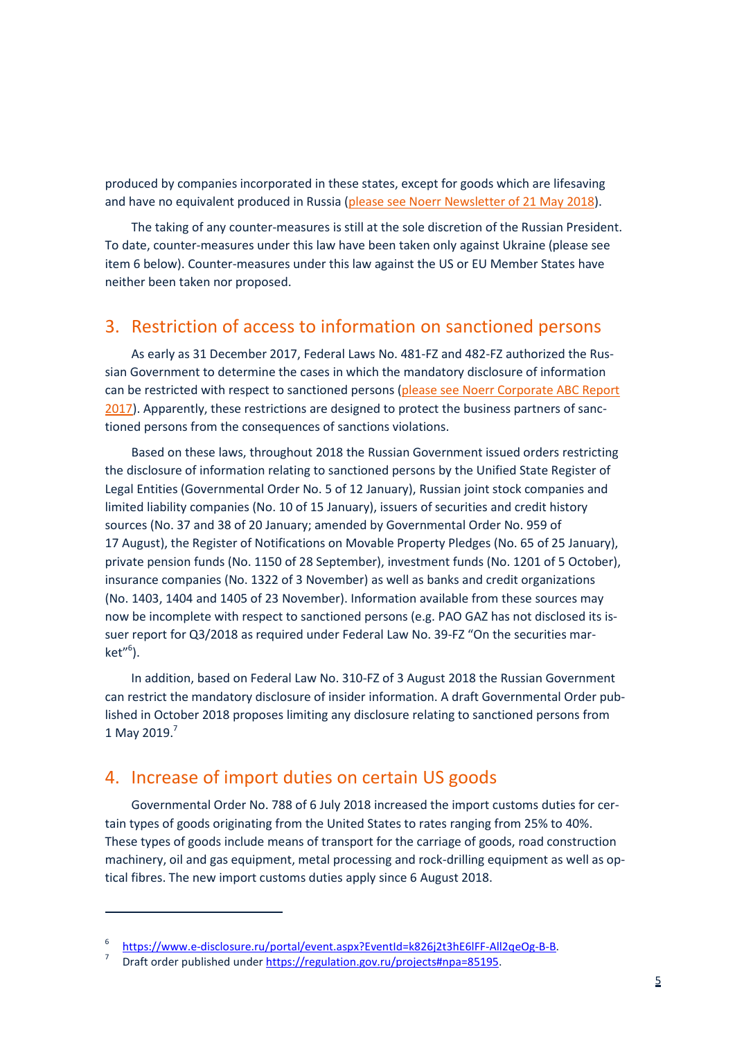produced by companies incorporated in these states, except for goods which are lifesaving and have no equivalent produced in Russia (please see Noerr Newsletter of 21 May 2018).

The taking of any counter-measures is still at the sole discretion of the Russian President. To date, counter-measures under this law have been taken only against Ukraine (please see item 6 below). Counter-measures under this law against the US or EU Member States have neither been taken nor proposed.

## 3. Restriction of access to information on sanctioned persons

As early as 31 December 2017, Federal Laws No. 481-FZ and 482-FZ authorized the Russian Government to determine the cases in which the mandatory disclosure of information can be restricted with respect to sanctioned persons (please see Noerr Corporate ABC Report 2017). Apparently, these restrictions are designed to protect the business partners of sanctioned persons from the consequences of sanctions violations.

Based on these laws, throughout 2018 the Russian Government issued orders restricting the disclosure of information relating to sanctioned persons by the Unified State Register of Legal Entities (Governmental Order No. 5 of 12 January), Russian joint stock companies and limited liability companies (No. 10 of 15 January), issuers of securities and credit history sources (No. 37 and 38 of 20 January; amended by Governmental Order No. 959 of 17 August), the Register of Notifications on Movable Property Pledges (No. 65 of 25 January), private pension funds (No. 1150 of 28 September), investment funds (No. 1201 of 5 October), insurance companies (No. 1322 of 3 November) as well as banks and credit organizations (No. 1403, 1404 and 1405 of 23 November). Information available from these sources may now be incomplete with respect to sanctioned persons (e.g. PAO GAZ has not disclosed its issuer report for Q3/2018 as required under Federal Law No. 39-FZ "On the securities market"[6]).

In addition, based on Federal Law No. 310-FZ of 3 August 2018 the Russian Government can restrict the mandatory disclosure of insider information. A draft Governmental Order published in October 2018 proposes limiting any disclosure relating to sanctioned persons from 1 May 2019.[7]

## 4. Increase of import duties on certain US goods

Governmental Order No. 788 of 6 July 2018 increased the import customs duties for certain types of goods originating from the United States to rates ranging from 25% to 40%. These types of goods include means of transport for the carriage of goods, road construction machinery, oil and gas equipment, metal processing and rock-drilling equipment as well as optical fibres. The new import customs duties apply since 6 August 2018.

---

[6] https://www.e-disclosure.ru/portal/event.aspx?EventId=k826j2t3hE6lFF-All2qeOg-B-B.

[7] Draft order published under https://regulation.gov.ru/projects#npa=85195.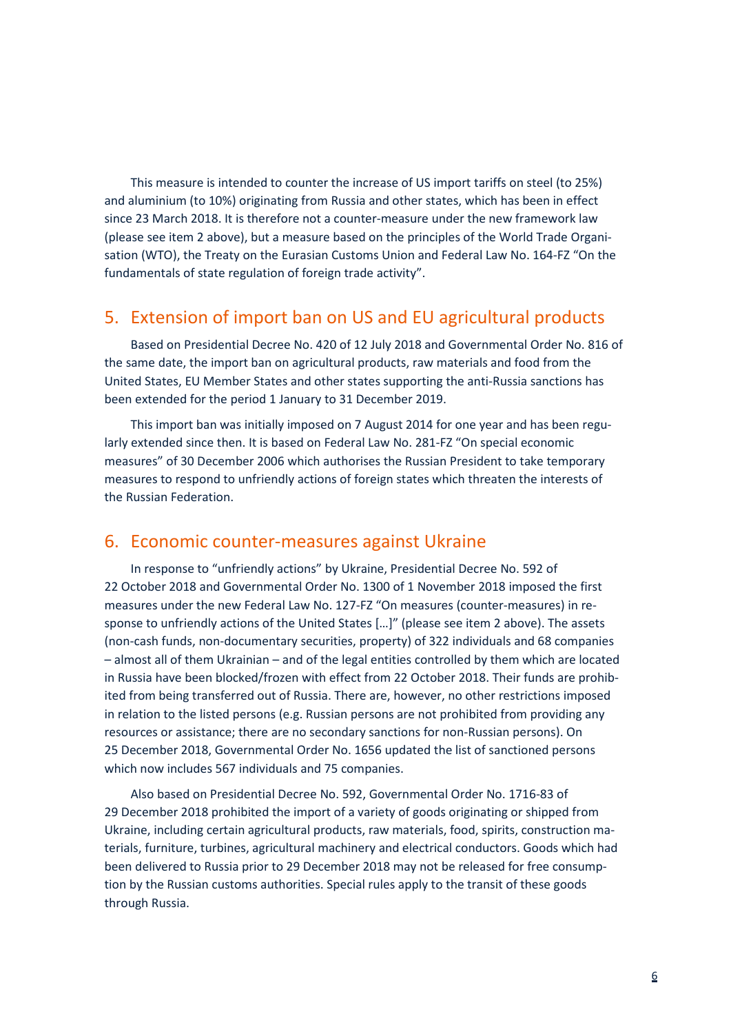This measure is intended to counter the increase of US import tariffs on steel (to 25%) and aluminium (to 10%) originating from Russia and other states, which has been in effect since 23 March 2018. It is therefore not a counter-measure under the new framework law (please see item 2 above), but a measure based on the principles of the World Trade Organisation (WTO), the Treaty on the Eurasian Customs Union and Federal Law No. 164-FZ "On the fundamentals of state regulation of foreign trade activity".

## 5. Extension of import ban on US and EU agricultural products

Based on Presidential Decree No. 420 of 12 July 2018 and Governmental Order No. 816 of the same date, the import ban on agricultural products, raw materials and food from the United States, EU Member States and other states supporting the anti-Russia sanctions has been extended for the period 1 January to 31 December 2019.

This import ban was initially imposed on 7 August 2014 for one year and has been regularly extended since then. It is based on Federal Law No. 281-FZ "On special economic measures" of 30 December 2006 which authorises the Russian President to take temporary measures to respond to unfriendly actions of foreign states which threaten the interests of the Russian Federation.

## 6. Economic counter-measures against Ukraine

In response to "unfriendly actions" by Ukraine, Presidential Decree No. 592 of 22 October 2018 and Governmental Order No. 1300 of 1 November 2018 imposed the first measures under the new Federal Law No. 127-FZ "On measures (counter-measures) in response to unfriendly actions of the United States […]" (please see item 2 above). The assets (non-cash funds, non-documentary securities, property) of 322 individuals and 68 companies – almost all of them Ukrainian – and of the legal entities controlled by them which are located in Russia have been blocked/frozen with effect from 22 October 2018. Their funds are prohibited from being transferred out of Russia. There are, however, no other restrictions imposed in relation to the listed persons (e.g. Russian persons are not prohibited from providing any resources or assistance; there are no secondary sanctions for non-Russian persons). On 25 December 2018, Governmental Order No. 1656 updated the list of sanctioned persons which now includes 567 individuals and 75 companies.

Also based on Presidential Decree No. 592, Governmental Order No. 1716-83 of 29 December 2018 prohibited the import of a variety of goods originating or shipped from Ukraine, including certain agricultural products, raw materials, food, spirits, construction materials, furniture, turbines, agricultural machinery and electrical conductors. Goods which had been delivered to Russia prior to 29 December 2018 may not be released for free consumption by the Russian customs authorities. Special rules apply to the transit of these goods through Russia.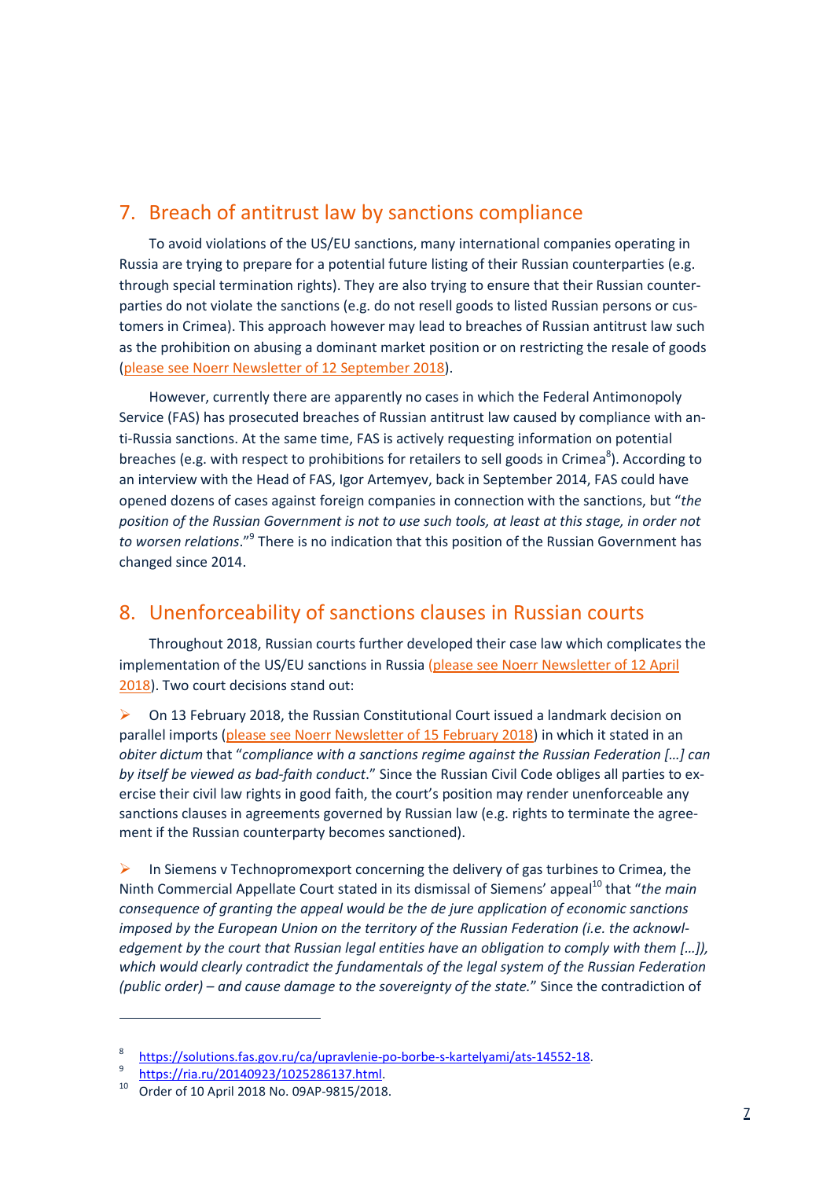## 7. Breach of antitrust law by sanctions compliance

To avoid violations of the US/EU sanctions, many international companies operating in Russia are trying to prepare for a potential future listing of their Russian counterparties (e.g. through special termination rights). They are also trying to ensure that their Russian counterparties do not violate the sanctions (e.g. do not resell goods to listed Russian persons or customers in Crimea). This approach however may lead to breaches of Russian antitrust law such as the prohibition on abusing a dominant market position or on restricting the resale of goods (please see Noerr Newsletter of 12 September 2018).

However, currently there are apparently no cases in which the Federal Antimonopoly Service (FAS) has prosecuted breaches of Russian antitrust law caused by compliance with anti-Russia sanctions. At the same time, FAS is actively requesting information on potential breaches (e.g. with respect to prohibitions for retailers to sell goods in Crimea[8]). According to an interview with the Head of FAS, Igor Artemyev, back in September 2014, FAS could have opened dozens of cases against foreign companies in connection with the sanctions, but "*the position of the Russian Government is not to use such tools, at least at this stage, in order not to worsen relations*."[9] There is no indication that this position of the Russian Government has changed since 2014.

## 8. Unenforceability of sanctions clauses in Russian courts

Throughout 2018, Russian courts further developed their case law which complicates the implementation of the US/EU sanctions in Russia (please see Noerr Newsletter of 12 April 2018). Two court decisions stand out:

- On 13 February 2018, the Russian Constitutional Court issued a landmark decision on parallel imports (please see Noerr Newsletter of 15 February 2018) in which it stated in an *obiter dictum* that "*compliance with a sanctions regime against the Russian Federation […] can by itself be viewed as bad-faith conduct*." Since the Russian Civil Code obliges all parties to exercise their civil law rights in good faith, the court's position may render unenforceable any sanctions clauses in agreements governed by Russian law (e.g. rights to terminate the agreement if the Russian counterparty becomes sanctioned).

- In Siemens v Technopromexport concerning the delivery of gas turbines to Crimea, the Ninth Commercial Appellate Court stated in its dismissal of Siemens' appeal[10] that "*the main consequence of granting the appeal would be the de jure application of economic sanctions imposed by the European Union on the territory of the Russian Federation (i.e. the acknowledgement by the court that Russian legal entities have an obligation to comply with them […]), which would clearly contradict the fundamentals of the legal system of the Russian Federation (public order) – and cause damage to the sovereignty of the state.*" Since the contradiction of

---

[8] https://solutions.fas.gov.ru/ca/upravlenie-po-borbe-s-kartelyami/ats-14552-18.

[9] https://ria.ru/20140923/1025286137.html.

[10] Order of 10 April 2018 No. 09AP-9815/2018.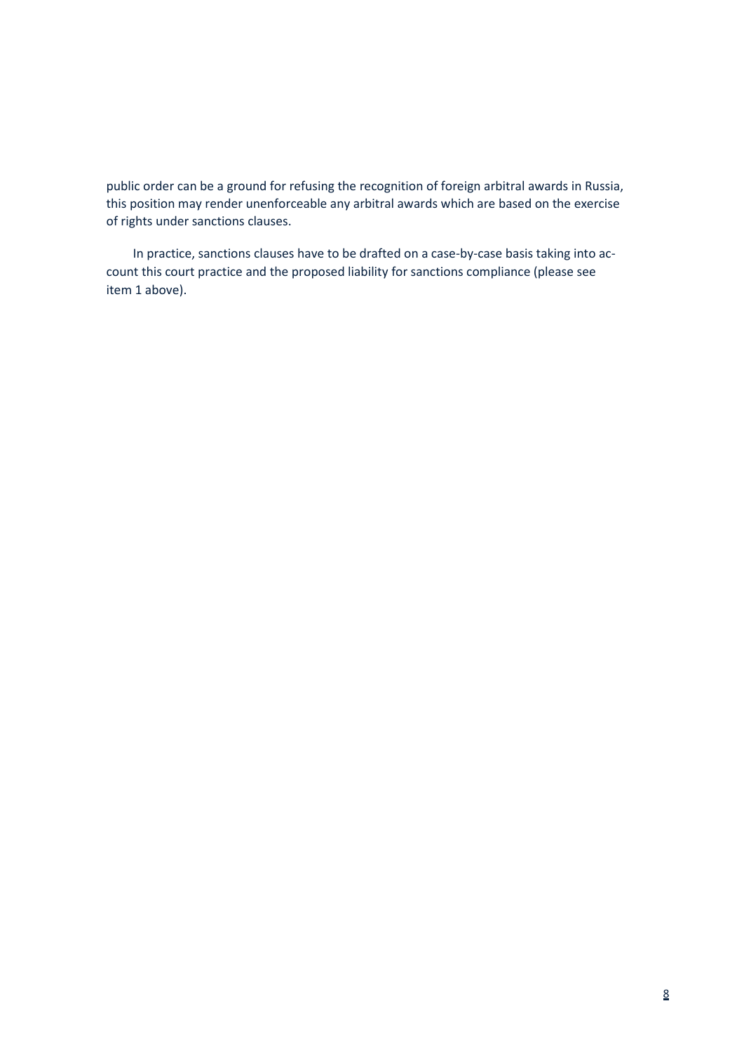public order can be a ground for refusing the recognition of foreign arbitral awards in Russia, this position may render unenforceable any arbitral awards which are based on the exercise of rights under sanctions clauses.

In practice, sanctions clauses have to be drafted on a case-by-case basis taking into account this court practice and the proposed liability for sanctions compliance (please see item 1 above).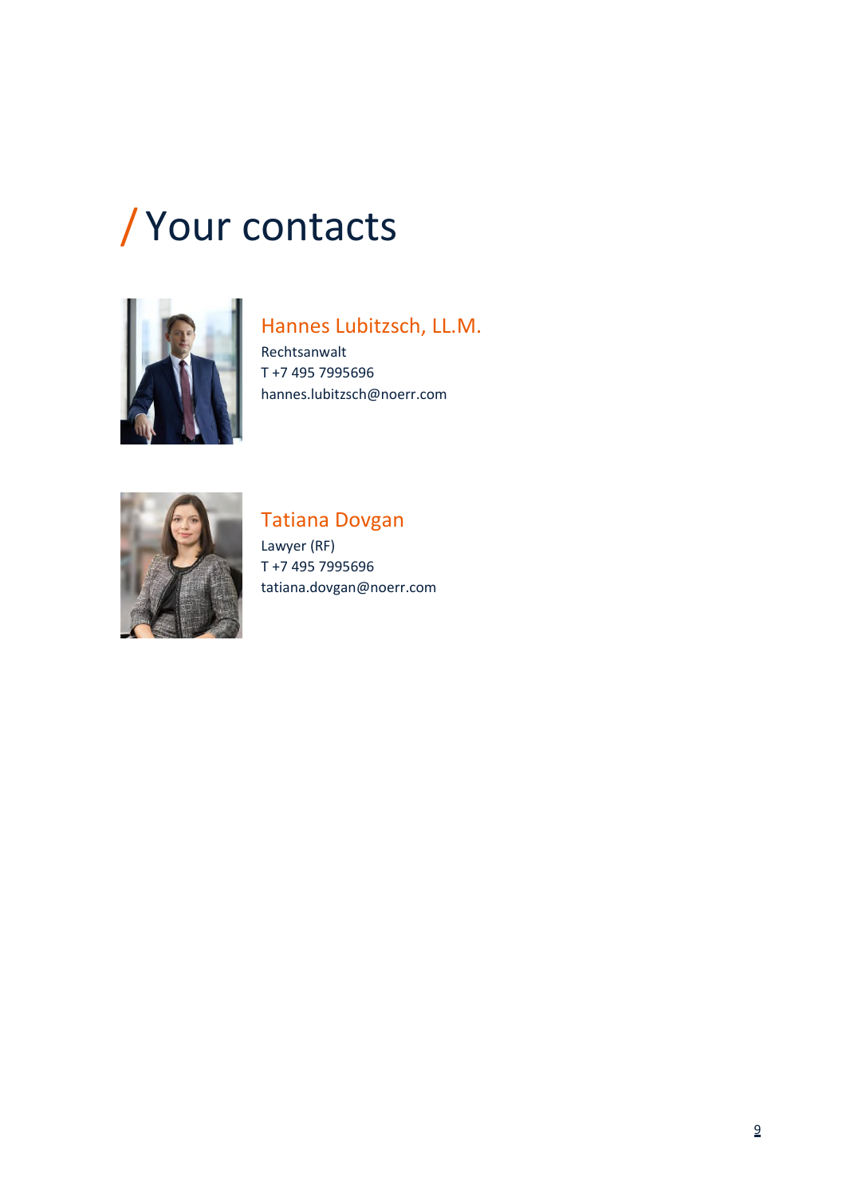# / Your contacts

### Hannes Lubitzsch, LL.M.

Rechtsanwalt
T +7 495 7995696
hannes.lubitzsch@noerr.com

### Tatiana Dovgan

Lawyer (RF)
T +7 495 7995696
tatiana.dovgan@noerr.com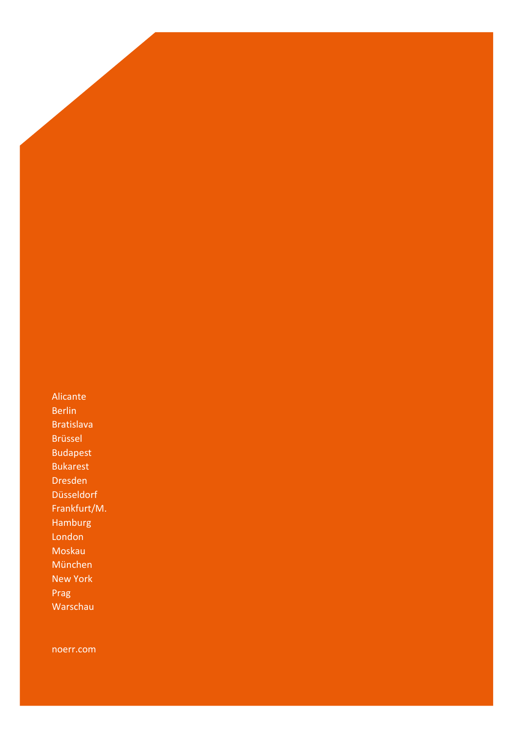Alicante
Berlin
Bratislava
Brüssel
Budapest
Bukarest
Dresden
Düsseldorf
Frankfurt/M.
Hamburg
London
Moskau
München
New York
Prag
Warschau

noerr.com